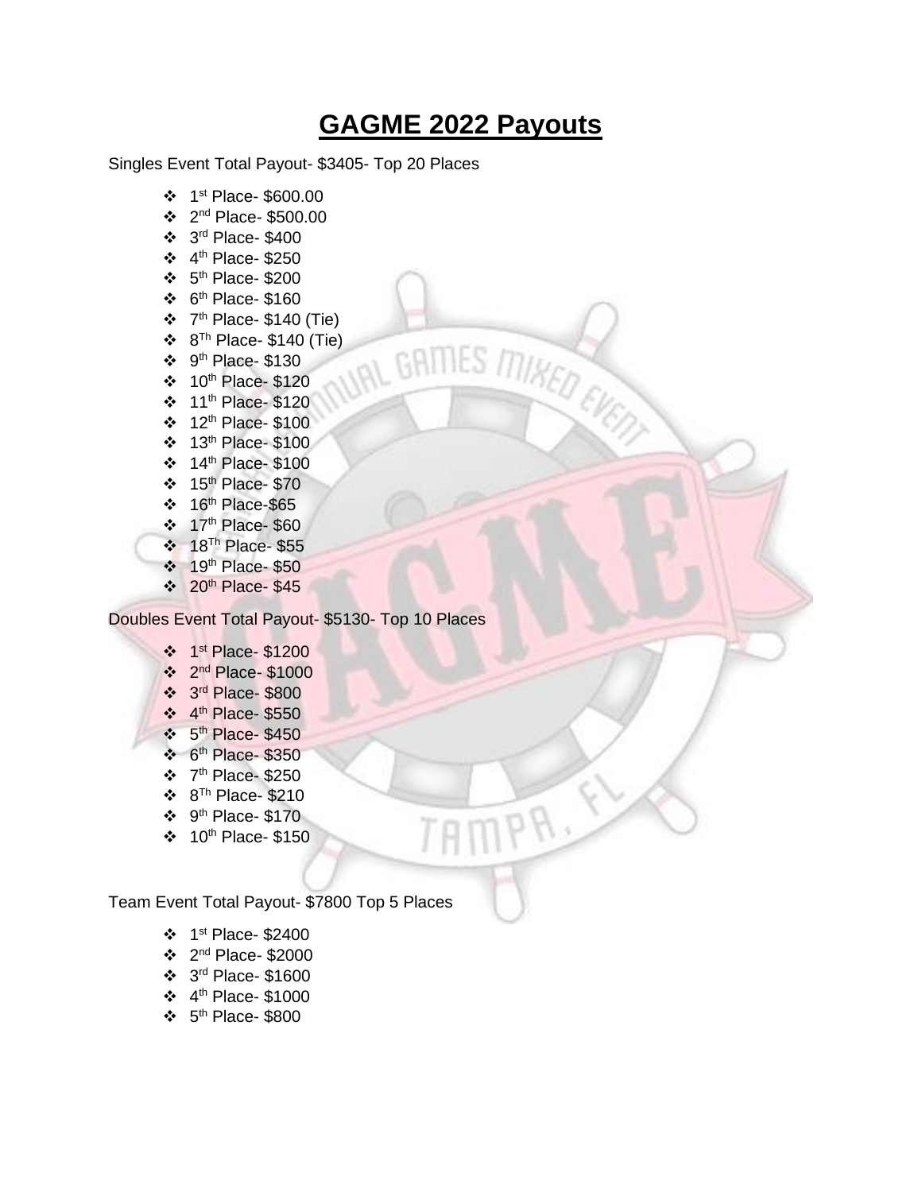# GAGME 2022 Payouts

Singles Event Total Payout- $3405- Top 20 Places

- 1st Place- $600.00
- 2nd Place- $500.00
- 3rd Place- $400
- 4th Place- $250
- 5th Place- $200
- 6th Place- $160
- 7th Place- $140 (Tie)
- 8Th Place- $140 (Tie)
- 9th Place- $130
- 10th Place- $120
- 11th Place- $120
- 12th Place- $100
- 13th Place- $100
- 14th Place- $100
- 15th Place- $70
- 16th Place-$65
- 17th Place- $60
- 18Th Place- $55
- 19th Place- $50
- 20th Place- $45

Doubles Event Total Payout- $5130- Top 10 Places

- 1st Place- $1200
- 2nd Place- $1000
- 3rd Place- $800
- 4th Place- $550
- 5th Place- $450
- 6th Place- $350
- 7th Place- $250
- 8Th Place- $210
- 9th Place- $170
- 10th Place- $150

Team Event Total Payout- $7800 Top 5 Places

- 1st Place- $2400
- 2nd Place- $2000
- 3rd Place- $1600
- 4th Place- $1000
- 5th Place- $800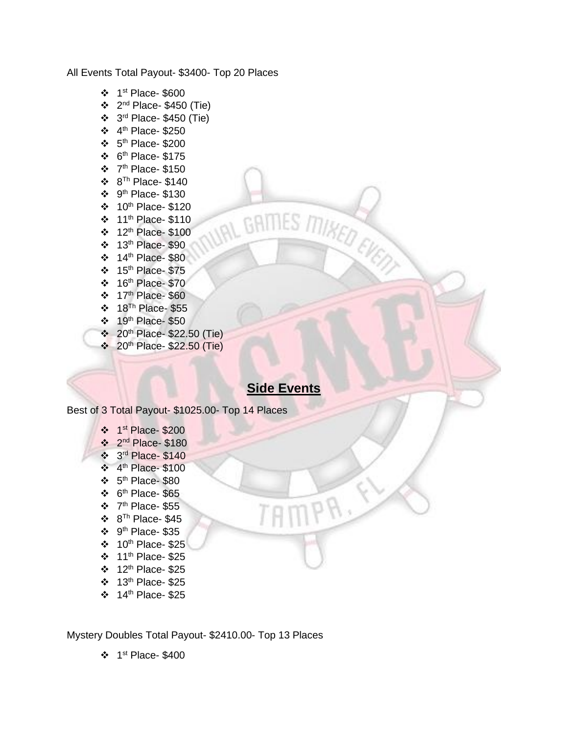All Events Total Payout- $3400- Top 20 Places

- 1st Place- $600
- 2nd Place- $450 (Tie)
- 3rd Place- $450 (Tie)
- 4th Place- $250
- 5th Place- $200
- 6th Place- $175
- 7th Place- $150
- 8Th Place- $140
- 9th Place- $130
- 10th Place- $120
- 11th Place- $110
- 12th Place- $100
- 13th Place- $90
- 14th Place- $80
- 15th Place- $75
- 16th Place- $70
- 17th Place- $60
- 18Th Place- $55
- 19th Place- $50
- 20th Place- $22.50 (Tie)
- 20th Place- $22.50 (Tie)

## **Side Events**

Best of 3 Total Payout- $1025.00- Top 14 Places

- 1st Place- $200
- 2nd Place- $180
- 3rd Place- $140
- 4th Place- $100
- 5th Place- $80
- 6th Place- $65
- 7th Place- $55
- 8Th Place- $45
- 9th Place- $35
- 10th Place- $25
- 11th Place- $25
- 12th Place- $25
- 13th Place- $25
- 14th Place- $25

Mystery Doubles Total Payout- $2410.00- Top 13 Places

- 1st Place- $400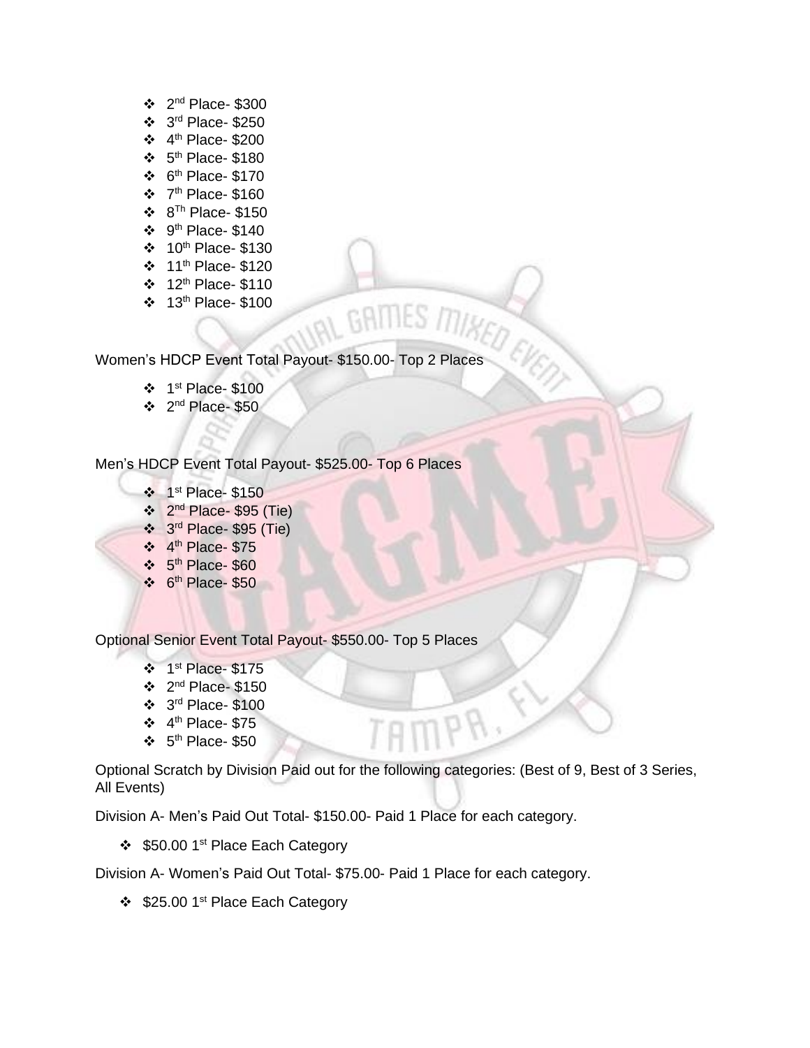- 2nd Place- $300
- 3rd Place- $250
- 4th Place- $200
- 5th Place- $180
- 6th Place- $170
- 7th Place- $160
- 8Th Place- $150
- 9th Place- $140
- 10th Place- $130
- 11th Place- $120
- 12th Place- $110
- 13th Place- $100

Women's HDCP Event Total Payout- $150.00- Top 2 Places

- 1st Place- $100
- 2nd Place- $50

Men's HDCP Event Total Payout- $525.00- Top 6 Places

- 1st Place- $150
- 2nd Place- $95 (Tie)
- 3rd Place- $95 (Tie)
- 4th Place- $75
- 5th Place- $60
- 6th Place- $50

Optional Senior Event Total Payout- $550.00- Top 5 Places

- 1st Place- $175
- 2nd Place- $150
- 3rd Place- $100
- 4th Place- $75
- 5th Place- $50

Optional Scratch by Division Paid out for the following categories: (Best of 9, Best of 3 Series, All Events)

Division A- Men's Paid Out Total- $150.00- Paid 1 Place for each category.

- $50.00 1st Place Each Category

Division A- Women's Paid Out Total- $75.00- Paid 1 Place for each category.

- $25.00 1st Place Each Category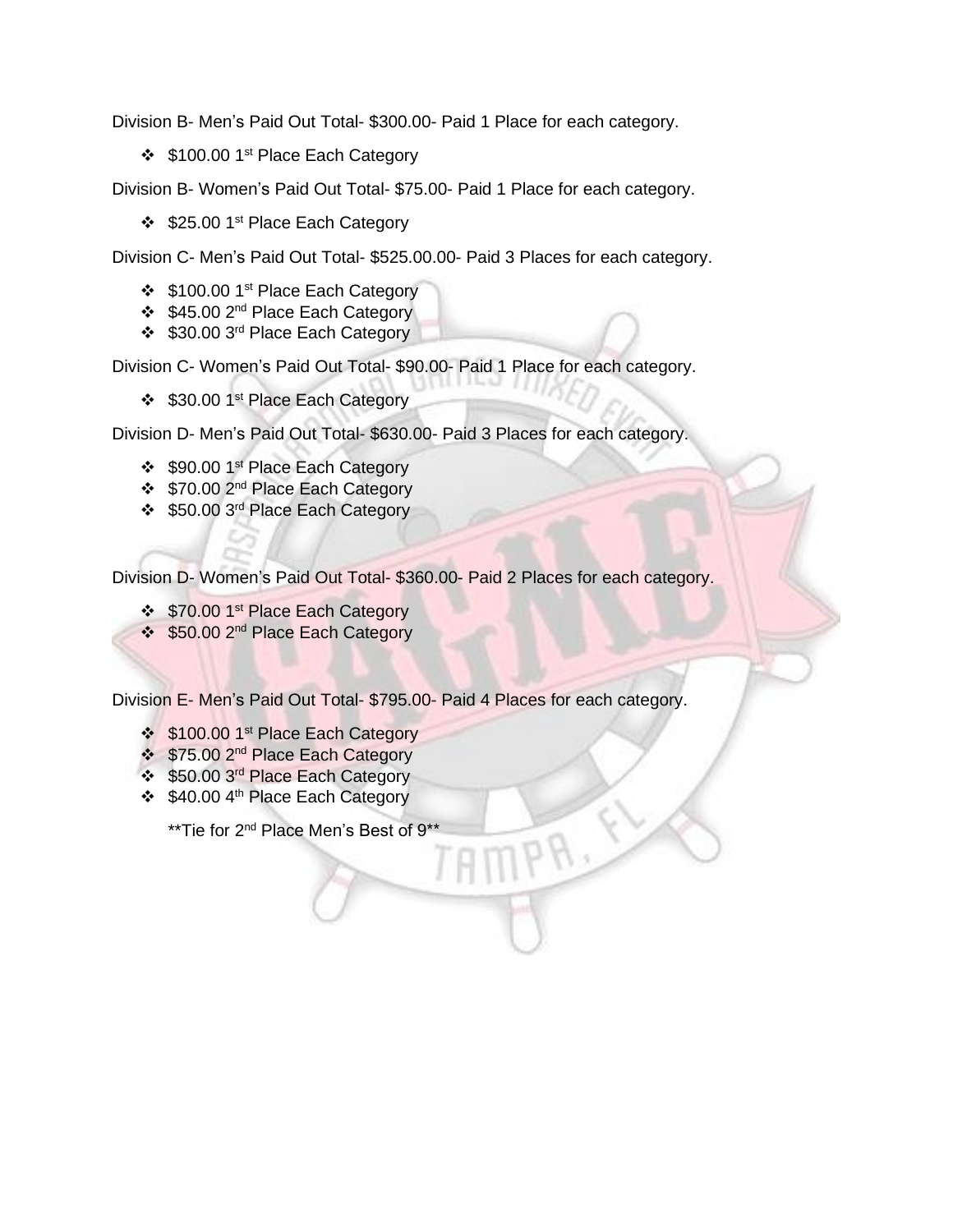Division B- Men's Paid Out Total- $300.00- Paid 1 Place for each category.

- $100.00 1st Place Each Category

Division B- Women's Paid Out Total- $75.00- Paid 1 Place for each category.

- $25.00 1st Place Each Category

Division C- Men's Paid Out Total- $525.00.00- Paid 3 Places for each category.

- $100.00 1st Place Each Category
- $45.00 2nd Place Each Category
- $30.00 3rd Place Each Category

Division C- Women's Paid Out Total- $90.00- Paid 1 Place for each category.

- $30.00 1st Place Each Category

Division D- Men's Paid Out Total- $630.00- Paid 3 Places for each category.

- $90.00 1st Place Each Category
- $70.00 2nd Place Each Category
- $50.00 3rd Place Each Category

Division D- Women's Paid Out Total- $360.00- Paid 2 Places for each category.

- $70.00 1st Place Each Category
- $50.00 2nd Place Each Category

Division E- Men's Paid Out Total- $795.00- Paid 4 Places for each category.

- $100.00 1st Place Each Category
- $75.00 2nd Place Each Category
- $50.00 3rd Place Each Category
- $40.00 4th Place Each Category

**Tie for 2nd Place Men's Best of 9**